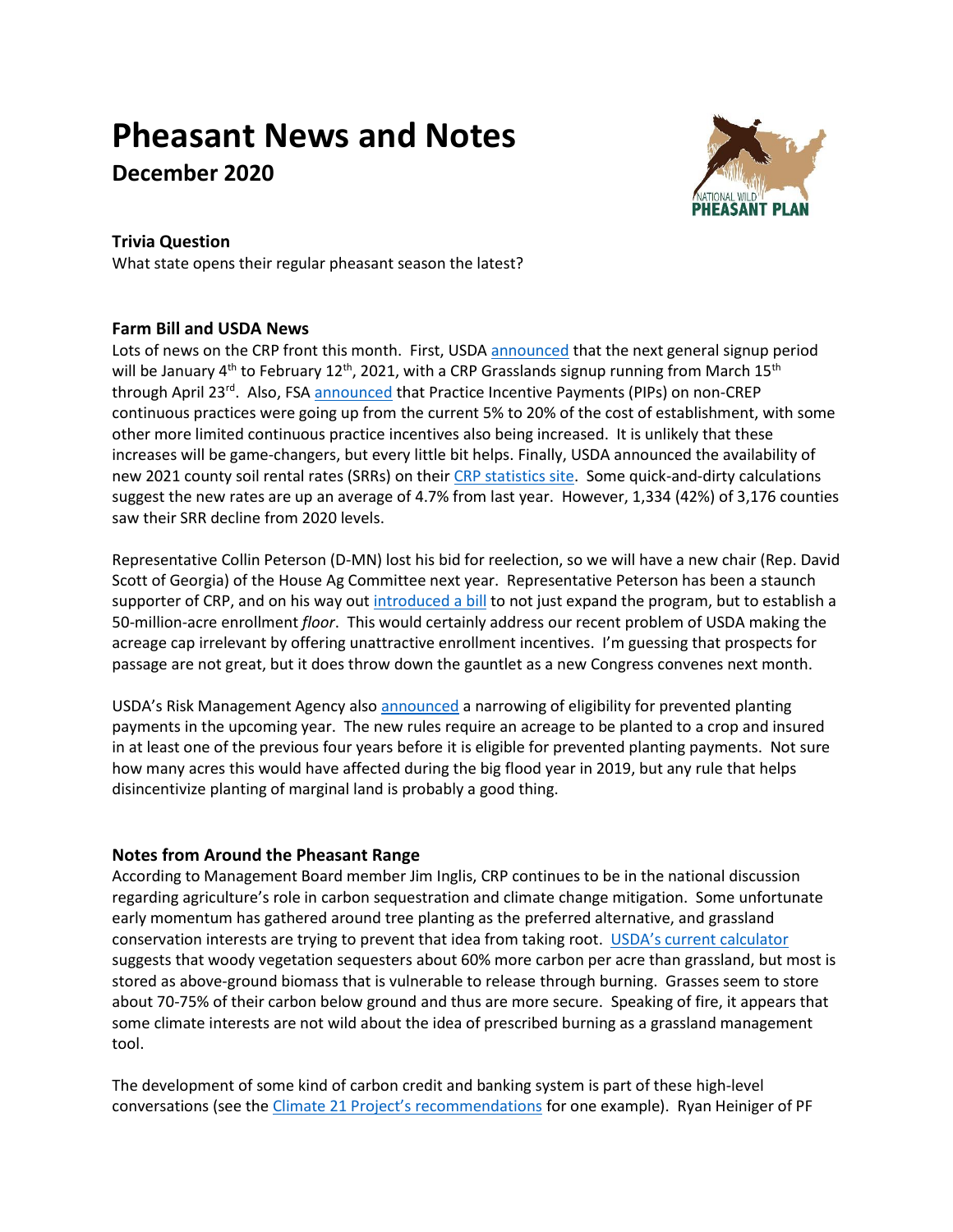# Pheasant News and Notes

## December 2020

### Trivia Question

What state opens their regular pheasant season the latest?

### Farm Bill and USDA News

Lots of news on the CRP front this month. First, USDA announced that the next general signup period will be January 4th to February 12th, 2021, with a CRP Grasslands signup running from March 15th through April 23rd. Also, FSA announced that Practice Incentive Payments (PIPs) on non-CREP continuous practices were going up from the current 5% to 20% of the cost of establishment, with some other more limited continuous practice incentives also being increased. It is unlikely that these increases will be game-changers, but every little bit helps. Finally, USDA announced the availability of new 2021 county soil rental rates (SRRs) on their CRP statistics site. Some quick-and-dirty calculations suggest the new rates are up an average of 4.7% from last year. However, 1,334 (42%) of 3,176 counties saw their SRR decline from 2020 levels.

Representative Collin Peterson (D-MN) lost his bid for reelection, so we will have a new chair (Rep. David Scott of Georgia) of the House Ag Committee next year. Representative Peterson has been a staunch supporter of CRP, and on his way out introduced a bill to not just expand the program, but to establish a 50-million-acre enrollment *floor*. This would certainly address our recent problem of USDA making the acreage cap irrelevant by offering unattractive enrollment incentives. I'm guessing that prospects for passage are not great, but it does throw down the gauntlet as a new Congress convenes next month.

USDA's Risk Management Agency also announced a narrowing of eligibility for prevented planting payments in the upcoming year. The new rules require an acreage to be planted to a crop and insured in at least one of the previous four years before it is eligible for prevented planting payments. Not sure how many acres this would have affected during the big flood year in 2019, but any rule that helps disincentivize planting of marginal land is probably a good thing.

### Notes from Around the Pheasant Range

According to Management Board member Jim Inglis, CRP continues to be in the national discussion regarding agriculture's role in carbon sequestration and climate change mitigation. Some unfortunate early momentum has gathered around tree planting as the preferred alternative, and grassland conservation interests are trying to prevent that idea from taking root. USDA's current calculator suggests that woody vegetation sequesters about 60% more carbon per acre than grassland, but most is stored as above-ground biomass that is vulnerable to release through burning. Grasses seem to store about 70-75% of their carbon below ground and thus are more secure. Speaking of fire, it appears that some climate interests are not wild about the idea of prescribed burning as a grassland management tool.

The development of some kind of carbon credit and banking system is part of these high-level conversations (see the Climate 21 Project's recommendations for one example). Ryan Heiniger of PF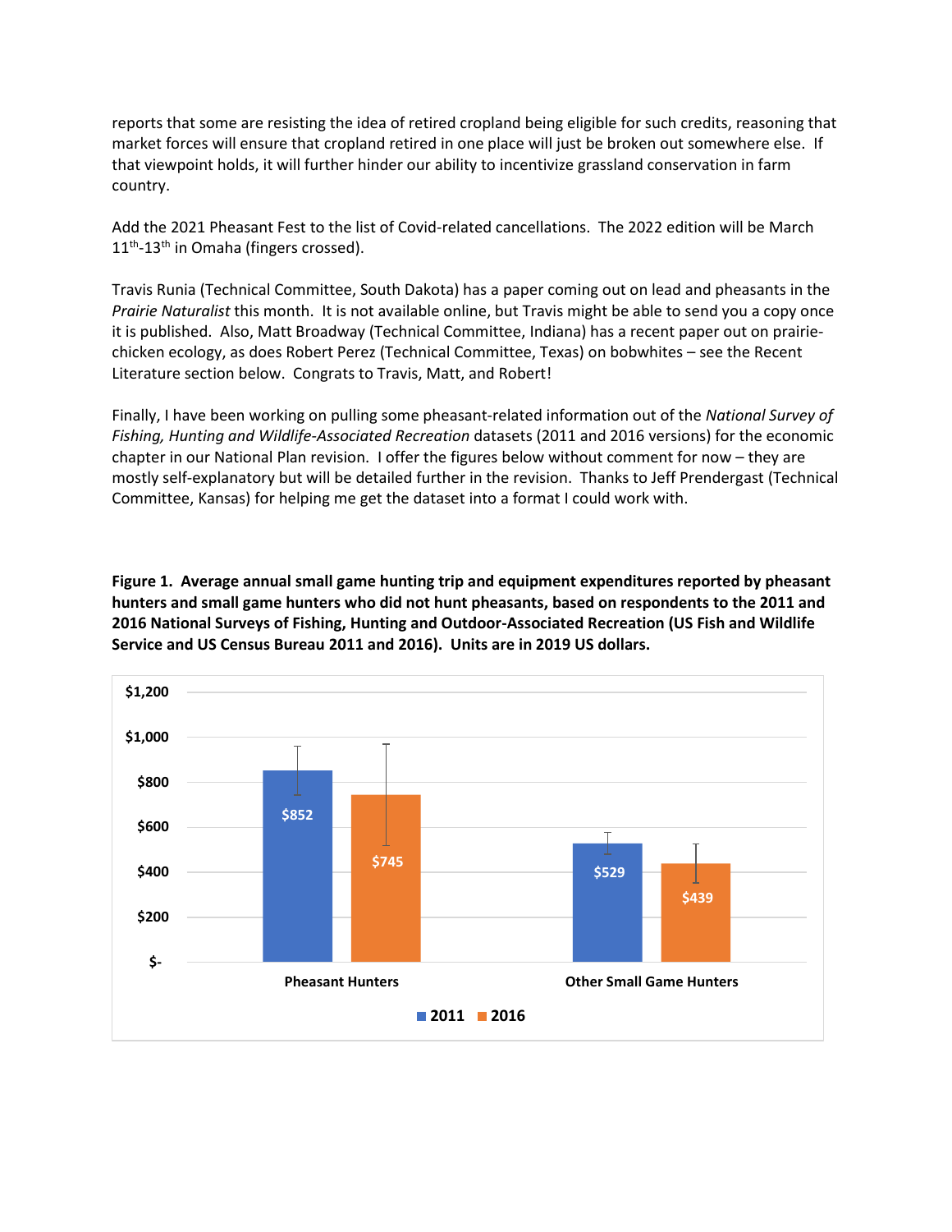reports that some are resisting the idea of retired cropland being eligible for such credits, reasoning that market forces will ensure that cropland retired in one place will just be broken out somewhere else. If that viewpoint holds, it will further hinder our ability to incentivize grassland conservation in farm country.

Add the 2021 Pheasant Fest to the list of Covid-related cancellations. The 2022 edition will be March 11th-13th in Omaha (fingers crossed).

Travis Runia (Technical Committee, South Dakota) has a paper coming out on lead and pheasants in the *Prairie Naturalist* this month. It is not available online, but Travis might be able to send you a copy once it is published. Also, Matt Broadway (Technical Committee, Indiana) has a recent paper out on prairie-chicken ecology, as does Robert Perez (Technical Committee, Texas) on bobwhites – see the Recent Literature section below. Congrats to Travis, Matt, and Robert!

Finally, I have been working on pulling some pheasant-related information out of the *National Survey of Fishing, Hunting and Wildlife-Associated Recreation* datasets (2011 and 2016 versions) for the economic chapter in our National Plan revision. I offer the figures below without comment for now – they are mostly self-explanatory but will be detailed further in the revision. Thanks to Jeff Prendergast (Technical Committee, Kansas) for helping me get the dataset into a format I could work with.

**Figure 1. Average annual small game hunting trip and equipment expenditures reported by pheasant hunters and small game hunters who did not hunt pheasants, based on respondents to the 2011 and 2016 National Surveys of Fishing, Hunting and Outdoor-Associated Recreation (US Fish and Wildlife Service and US Census Bureau 2011 and 2016). Units are in 2019 US dollars.**

| | 2011 | 2016 |
|---|---|---|
| Pheasant Hunters | $852 | $745 |
| Other Small Game Hunters | $529 | $439 |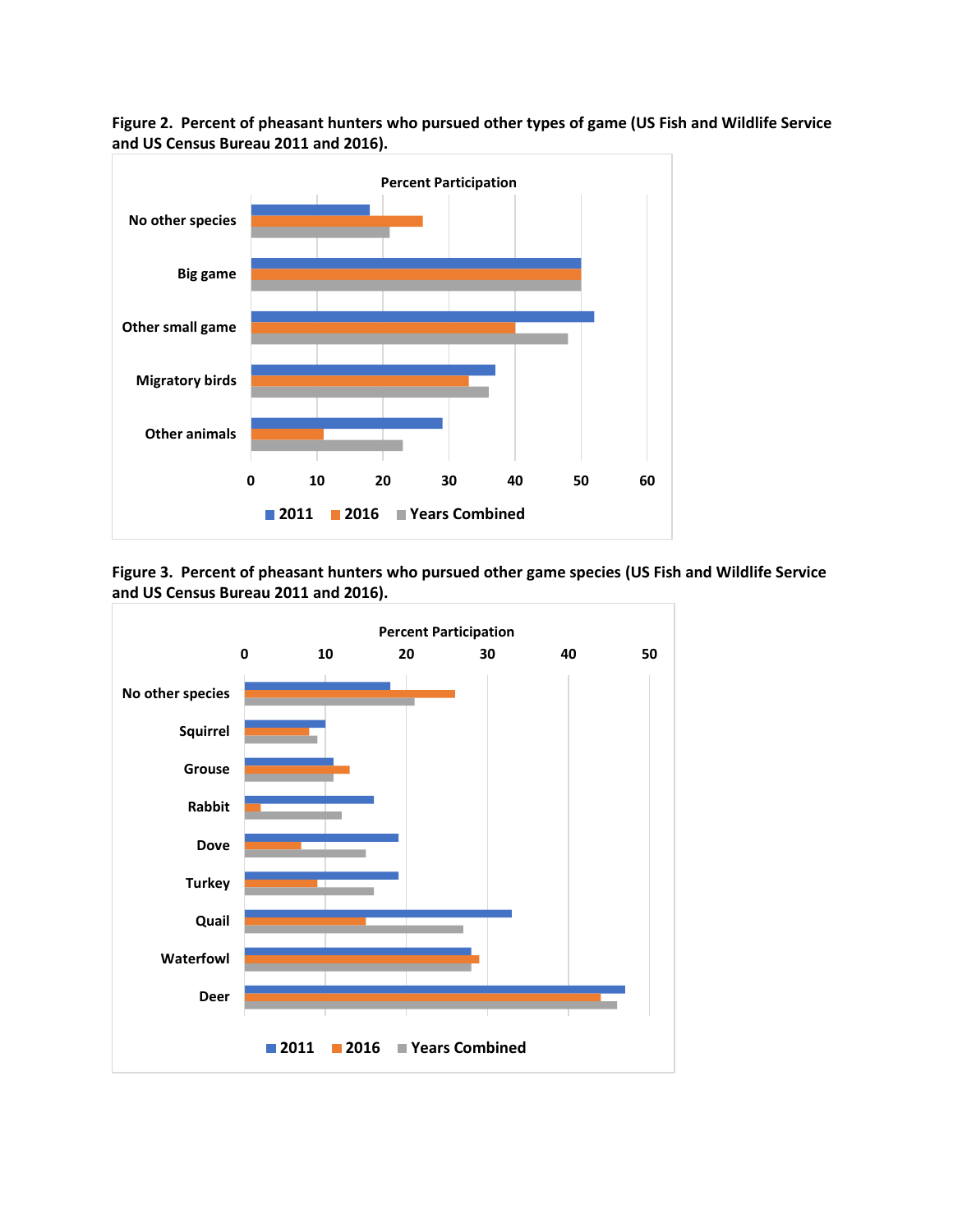**Figure 2. Percent of pheasant hunters who pursued other types of game (US Fish and Wildlife Service and US Census Bureau 2011 and 2016).**

**Figure 3. Percent of pheasant hunters who pursued other game species (US Fish and Wildlife Service and US Census Bureau 2011 and 2016).**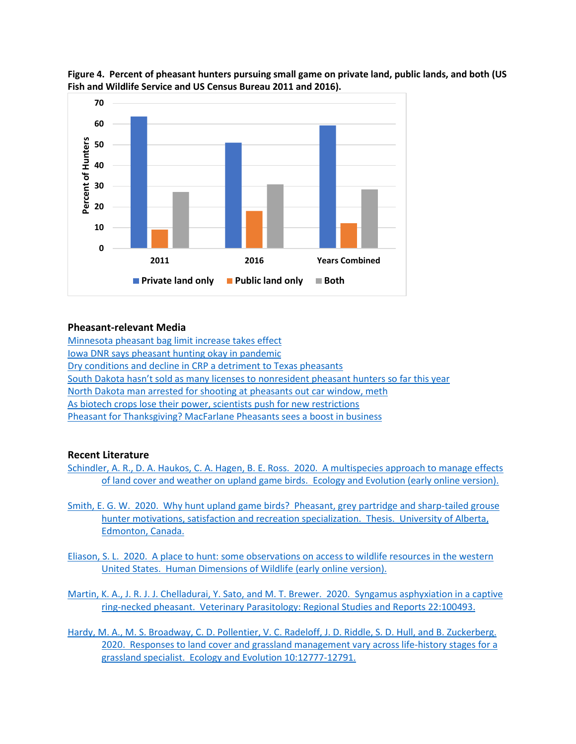**Figure 4. Percent of pheasant hunters pursuing small game on private land, public lands, and both (US Fish and Wildlife Service and US Census Bureau 2011 and 2016).**

## Pheasant-relevant Media

- Minnesota pheasant bag limit increase takes effect
- Iowa DNR says pheasant hunting okay in pandemic
- Dry conditions and decline in CRP a detriment to Texas pheasants
- South Dakota hasn't sold as many licenses to nonresident pheasant hunters so far this year
- North Dakota man arrested for shooting at pheasants out car window, meth
- As biotech crops lose their power, scientists push for new restrictions
- Pheasant for Thanksgiving? MacFarlane Pheasants sees a boost in business

## Recent Literature

Schindler, A. R., D. A. Haukos, C. A. Hagen, B. E. Ross. 2020. A multispecies approach to manage effects of land cover and weather on upland game birds. Ecology and Evolution (early online version).

Smith, E. G. W. 2020. Why hunt upland game birds? Pheasant, grey partridge and sharp-tailed grouse hunter motivations, satisfaction and recreation specialization. Thesis. University of Alberta, Edmonton, Canada.

Eliason, S. L. 2020. A place to hunt: some observations on access to wildlife resources in the western United States. Human Dimensions of Wildlife (early online version).

Martin, K. A., J. R. J. J. Chelladurai, Y. Sato, and M. T. Brewer. 2020. Syngamus asphyxiation in a captive ring-necked pheasant. Veterinary Parasitology: Regional Studies and Reports 22:100493.

Hardy, M. A., M. S. Broadway, C. D. Pollentier, V. C. Radeloff, J. D. Riddle, S. D. Hull, and B. Zuckerberg. 2020. Responses to land cover and grassland management vary across life-history stages for a grassland specialist. Ecology and Evolution 10:12777-12791.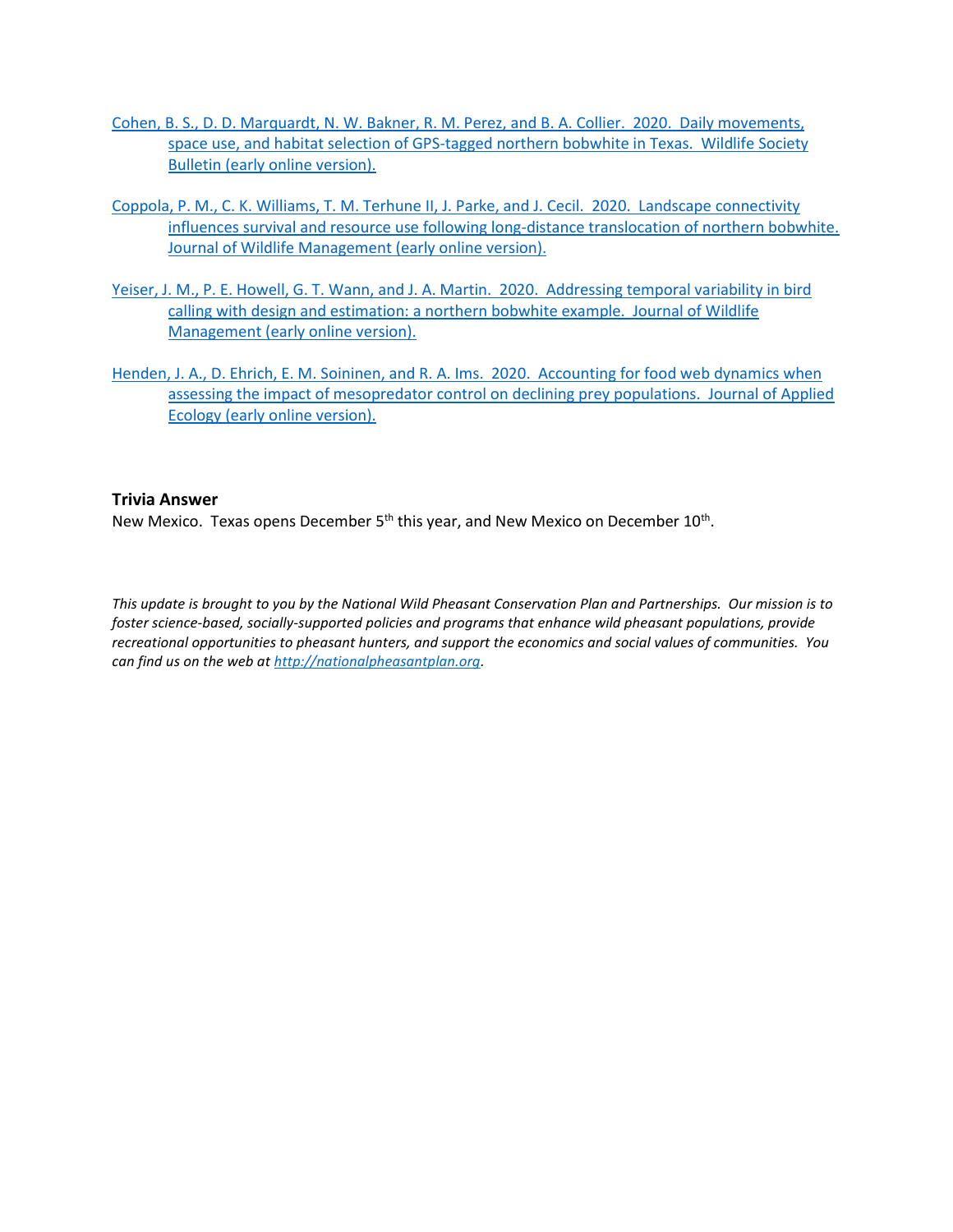[Cohen, B. S., D. D. Marquardt, N. W. Bakner, R. M. Perez, and B. A. Collier. 2020. Daily movements, space use, and habitat selection of GPS-tagged northern bobwhite in Texas. Wildlife Society Bulletin (early online version).]

[Coppola, P. M., C. K. Williams, T. M. Terhune II, J. Parke, and J. Cecil. 2020. Landscape connectivity influences survival and resource use following long-distance translocation of northern bobwhite. Journal of Wildlife Management (early online version).]

[Yeiser, J. M., P. E. Howell, G. T. Wann, and J. A. Martin. 2020. Addressing temporal variability in bird calling with design and estimation: a northern bobwhite example. Journal of Wildlife Management (early online version).]

[Henden, J. A., D. Ehrich, E. M. Soininen, and R. A. Ims. 2020. Accounting for food web dynamics when assessing the impact of mesopredator control on declining prey populations. Journal of Applied Ecology (early online version).]

### Trivia Answer

New Mexico. Texas opens December 5th this year, and New Mexico on December 10th.

*This update is brought to you by the National Wild Pheasant Conservation Plan and Partnerships. Our mission is to foster science-based, socially-supported policies and programs that enhance wild pheasant populations, provide recreational opportunities to pheasant hunters, and support the economics and social values of communities. You can find us on the web at http://nationalpheasantplan.org.*